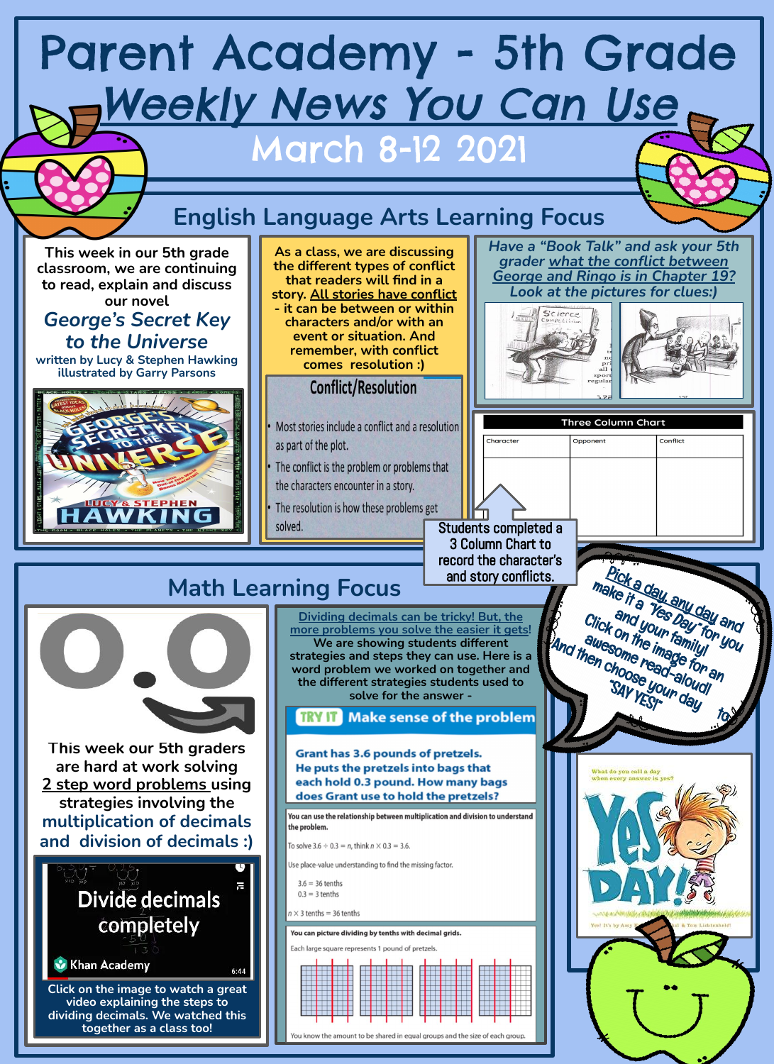# Parent Academy - 5th Grade

## Weekly News You Can Use

### March 8-12 2021

## English Language Arts Learning Focus

This week in our 5th grade classroom, we are continuing to read, explain and discuss our novel

**George's Secret Key to the Universe**

written by Lucy & Stephen Hawking
illustrated by Garry Parsons

As a class, we are discussing the different types of conflict that readers will find in a story. All stories have conflict - it can be between or within characters and/or with an event or situation. And remember, with conflict comes resolution :)

**Conflict/Resolution**

- Most stories include a conflict and a resolution as part of the plot.
- The conflict is the problem or problems that the characters encounter in a story.
- The resolution is how these problems get solved.

*Have a "Book Talk" and ask your 5th grader what the conflict between George and Ringo is in Chapter 19? Look at the pictures for clues:)*

**Three Column Chart**

| Character | Opponent | Conflict |
| --- | --- | --- |
| | | |

Students completed a 3 Column Chart to record the character's and story conflicts.

## Math Learning Focus

This week our 5th graders are hard at work solving 2 step word problems using strategies involving the multiplication of decimals and division of decimals :)

Divide decimals completely
Khan Academy

Click on the image to watch a great video explaining the steps to dividing decimals. We watched this together as a class too!

Dividing decimals can be tricky! But, the more problems you solve the easier it gets! We are showing students different strategies and steps they can use. Here is a word problem we worked on together and the different strategies students used to solve for the answer -

**TRY IT Make sense of the problem**

Grant has 3.6 pounds of pretzels. He puts the pretzels into bags that each hold 0.3 pound. How many bags does Grant use to hold the pretzels?

You can use the relationship between multiplication and division to understand the problem.

To solve $3.6 \div 0.3 = n$, think $n \times 0.3 = 3.6$.

Use place-value understanding to find the missing factor.

3.6 = 36 tenths
0.3 = 3 tenths

$n \times$ 3 tenths = 36 tenths

You can picture dividing by tenths with decimal grids.

Each large square represents 1 pound of pretzels.

You know the amount to be shared in equal groups and the size of each group.

Pick a day, any day and make it a 'Yes Day' for you and your family! Click on the image for an awesome read-aloud! And then choose your day to "SAY YES!"

What do you call a day when every answer is yes?
Yes Day!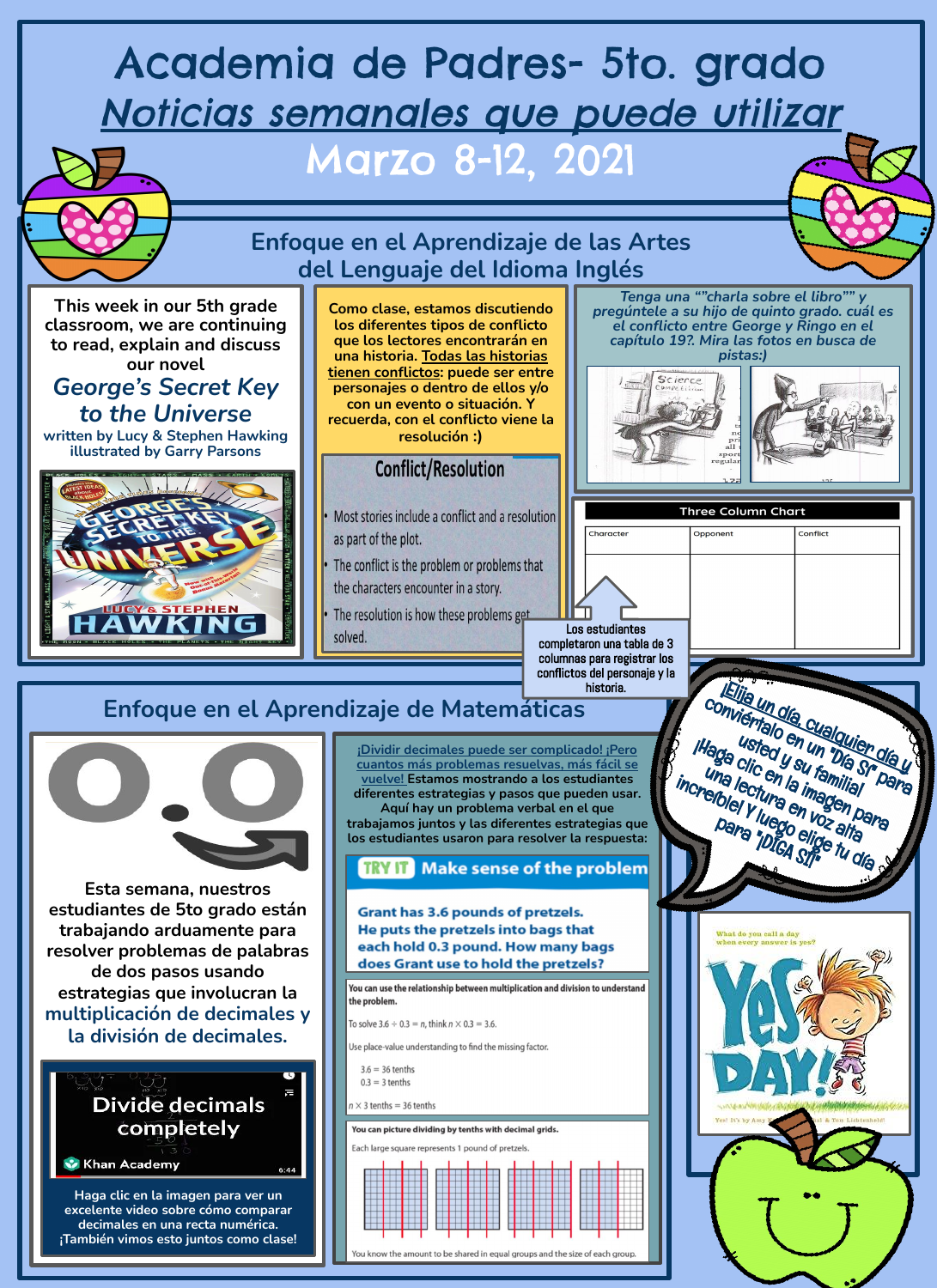# Academia de Padres- 5to. grado

## *Noticias semanales que puede utilizar*

## Marzo 8-12, 2021

## Enfoque en el Aprendizaje de las Artes del Lenguaje del Idioma Inglés

This week in our 5th grade classroom, we are continuing to read, explain and discuss our novel

***George's Secret Key to the Universe***

written by Lucy & Stephen Hawking
illustrated by Garry Parsons

Como clase, estamos discutiendo los diferentes tipos de conflicto que los lectores encontrarán en una historia. Todas las historias tienen conflictos: puede ser entre personajes o dentro de ellos y/o con un evento o situación. Y recuerda, con el conflicto viene la resolución :)

**Conflict/Resolution**

- Most stories include a conflict and a resolution as part of the plot.
- The conflict is the problem or problems that the characters encounter in a story.
- The resolution is how these problems get solved.

*Tenga una ""charla sobre el libro"" y pregúntele a su hijo de quinto grado. cuál es el conflicto entre George y Ringo en el capítulo 19?. Mira las fotos en busca de pistas:)*

**Three Column Chart**

| Character | Opponent | Conflict |
| --- | --- | --- |
| | | |

Los estudiantes completaron una tabla de 3 columnas para registrar los conflictos del personaje y la historia.

## Enfoque en el Aprendizaje de Matemáticas

Esta semana, nuestros estudiantes de 5to grado están trabajando arduamente para resolver problemas de palabras de dos pasos usando estrategias que involucran la multiplicación de decimales y la división de decimales.

Divide decimals completely
Khan Academy

Haga clic en la imagen para ver un excelente video sobre cómo comparar decimales en una recta numérica. ¡También vimos esto juntos como clase!

¡Dividir decimales puede ser complicado! ¡Pero cuantos más problemas resuelvas, más fácil se vuelve! Estamos mostrando a los estudiantes diferentes estrategias y pasos que pueden usar. Aquí hay un problema verbal en el que trabajamos juntos y las diferentes estrategias que los estudiantes usaron para resolver la respuesta:

**TRY IT Make sense of the problem**

**Grant has 3.6 pounds of pretzels. He puts the pretzels into bags that each hold 0.3 pound. How many bags does Grant use to hold the pretzels?**

You can use the relationship between multiplication and division to understand the problem.

To solve $3.6 \div 0.3 = n$, think $n \times 0.3 = 3.6$.

Use place-value understanding to find the missing factor.

3.6 = 36 tenths
0.3 = 3 tenths

$n \times 3$ tenths = 36 tenths

You can picture dividing by tenths with decimal grids.

Each large square represents 1 pound of pretzels.

You know the amount to be shared in equal groups and the size of each group.

¡Elija un día, cualquier día y conviértalo en un "Día Sí" para usted y su familia! ¡Haga clic en la imagen para una lectura en voz alta increíble! Y luego elige tu día para "¡DIGA SÍ!"

What do you call a day when every answer is yes?

Yes Day!